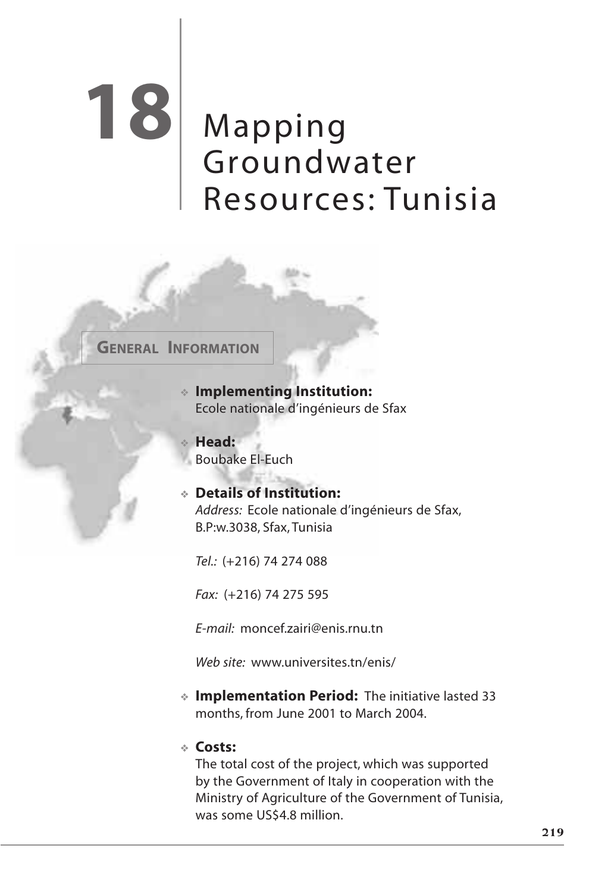# 18 Mapping Groundwater Resources: Tunisia

## General Information

- **Implementing Institution:**
  Ecole nationale d'ingénieurs de Sfax

- **Head:**
  Boubake El-Euch

- **Details of Institution:**
  *Address:* Ecole nationale d'ingénieurs de Sfax, B.P:w.3038, Sfax, Tunisia

  *Tel.:* (+216) 74 274 088

  *Fax:* (+216) 74 275 595

  *E-mail:* moncef.zairi@enis.rnu.tn

  *Web site:* www.universites.tn/enis/

- **Implementation Period:** The initiative lasted 33 months, from June 2001 to March 2004.

- **Costs:**
  The total cost of the project, which was supported by the Government of Italy in cooperation with the Ministry of Agriculture of the Government of Tunisia, was some US$4.8 million.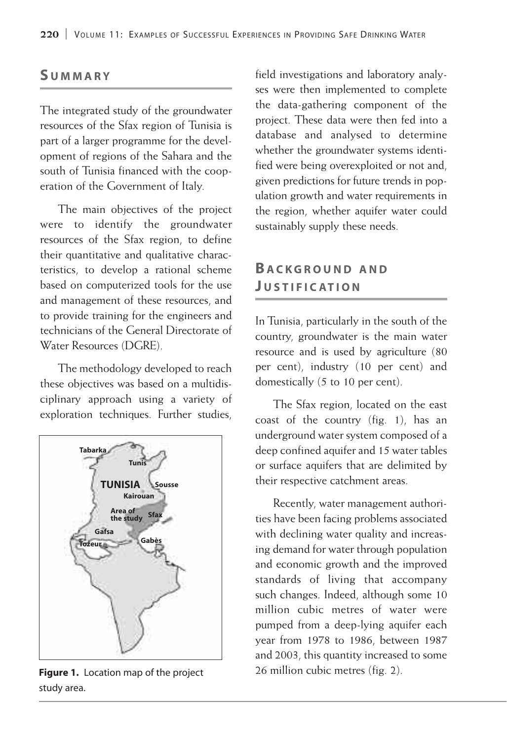## SUMMARY

The integrated study of the groundwater resources of the Sfax region of Tunisia is part of a larger programme for the development of regions of the Sahara and the south of Tunisia financed with the cooperation of the Government of Italy.

The main objectives of the project were to identify the groundwater resources of the Sfax region, to define their quantitative and qualitative characteristics, to develop a rational scheme based on computerized tools for the use and management of these resources, and to provide training for the engineers and technicians of the General Directorate of Water Resources (DGRE).

The methodology developed to reach these objectives was based on a multidisciplinary approach using a variety of exploration techniques. Further studies, field investigations and laboratory analyses were then implemented to complete the data-gathering component of the project. These data were then fed into a database and analysed to determine whether the groundwater systems identified were being overexploited or not and, given predictions for future trends in population growth and water requirements in the region, whether aquifer water could sustainably supply these needs.

**Figure 1.** Location map of the project study area.

## BACKGROUND AND JUSTIFICATION

In Tunisia, particularly in the south of the country, groundwater is the main water resource and is used by agriculture (80 per cent), industry (10 per cent) and domestically (5 to 10 per cent).

The Sfax region, located on the east coast of the country (fig. 1), has an underground water system composed of a deep confined aquifer and 15 water tables or surface aquifers that are delimited by their respective catchment areas.

Recently, water management authorities have been facing problems associated with declining water quality and increasing demand for water through population and economic growth and the improved standards of living that accompany such changes. Indeed, although some 10 million cubic metres of water were pumped from a deep-lying aquifer each year from 1978 to 1986, between 1987 and 2003, this quantity increased to some 26 million cubic metres (fig. 2).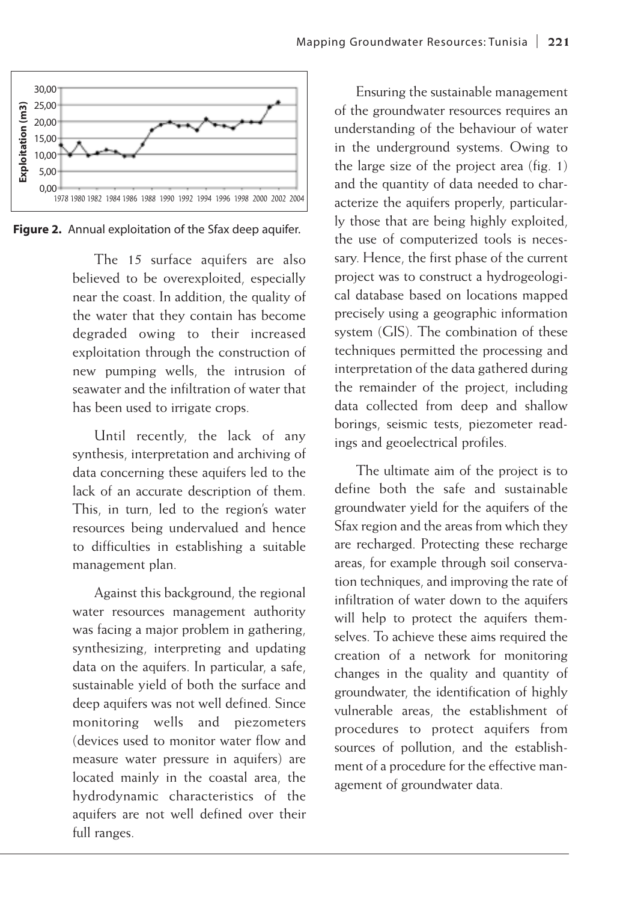Figure 2. Annual exploitation of the Sfax deep aquifer.

The 15 surface aquifers are also believed to be overexploited, especially near the coast. In addition, the quality of the water that they contain has become degraded owing to their increased exploitation through the construction of new pumping wells, the intrusion of seawater and the infiltration of water that has been used to irrigate crops.

Until recently, the lack of any synthesis, interpretation and archiving of data concerning these aquifers led to the lack of an accurate description of them. This, in turn, led to the region's water resources being undervalued and hence to difficulties in establishing a suitable management plan.

Against this background, the regional water resources management authority was facing a major problem in gathering, synthesizing, interpreting and updating data on the aquifers. In particular, a safe, sustainable yield of both the surface and deep aquifers was not well defined. Since monitoring wells and piezometers (devices used to monitor water flow and measure water pressure in aquifers) are located mainly in the coastal area, the hydrodynamic characteristics of the aquifers are not well defined over their full ranges.

Ensuring the sustainable management of the groundwater resources requires an understanding of the behaviour of water in the underground systems. Owing to the large size of the project area (fig. 1) and the quantity of data needed to characterize the aquifers properly, particularly those that are being highly exploited, the use of computerized tools is necessary. Hence, the first phase of the current project was to construct a hydrogeological database based on locations mapped precisely using a geographic information system (GIS). The combination of these techniques permitted the processing and interpretation of the data gathered during the remainder of the project, including data collected from deep and shallow borings, seismic tests, piezometer readings and geoelectrical profiles.

The ultimate aim of the project is to define both the safe and sustainable groundwater yield for the aquifers of the Sfax region and the areas from which they are recharged. Protecting these recharge areas, for example through soil conservation techniques, and improving the rate of infiltration of water down to the aquifers will help to protect the aquifers themselves. To achieve these aims required the creation of a network for monitoring changes in the quality and quantity of groundwater, the identification of highly vulnerable areas, the establishment of procedures to protect aquifers from sources of pollution, and the establishment of a procedure for the effective management of groundwater data.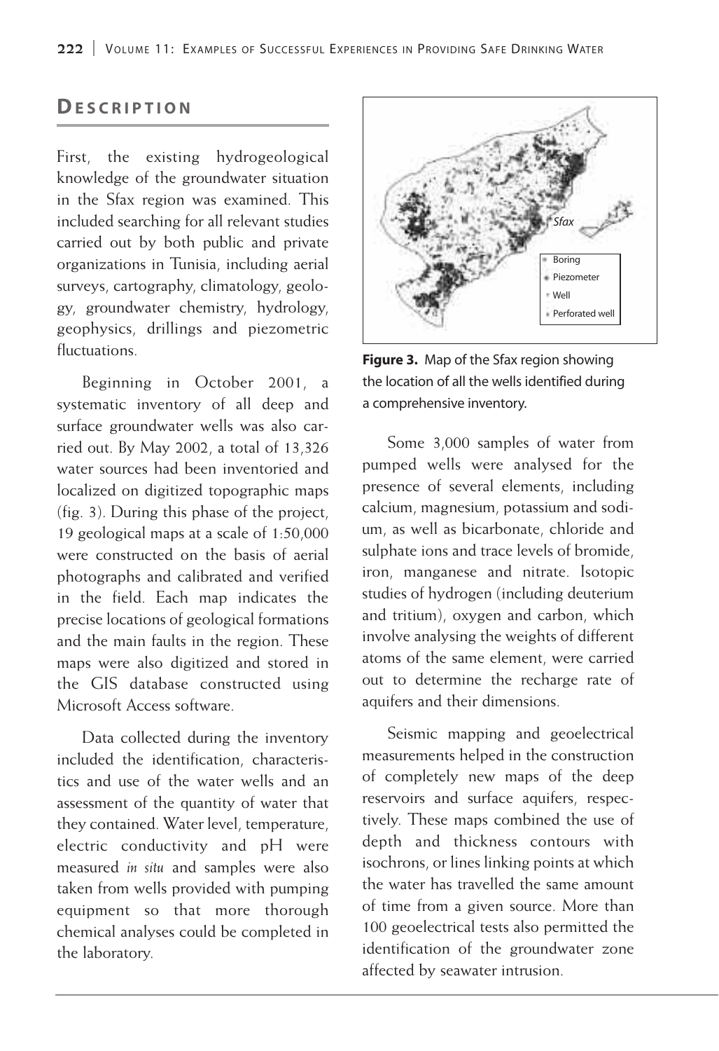## Description

First, the existing hydrogeological knowledge of the groundwater situation in the Sfax region was examined. This included searching for all relevant studies carried out by both public and private organizations in Tunisia, including aerial surveys, cartography, climatology, geology, groundwater chemistry, hydrology, geophysics, drillings and piezometric fluctuations.

Beginning in October 2001, a systematic inventory of all deep and surface groundwater wells was also carried out. By May 2002, a total of 13,326 water sources had been inventoried and localized on digitized topographic maps (fig. 3). During this phase of the project, 19 geological maps at a scale of 1:50,000 were constructed on the basis of aerial photographs and calibrated and verified in the field. Each map indicates the precise locations of geological formations and the main faults in the region. These maps were also digitized and stored in the GIS database constructed using Microsoft Access software.

Data collected during the inventory included the identification, characteristics and use of the water wells and an assessment of the quantity of water that they contained. Water level, temperature, electric conductivity and pH were measured *in situ* and samples were also taken from wells provided with pumping equipment so that more thorough chemical analyses could be completed in the laboratory.

**Figure 3.** Map of the Sfax region showing the location of all the wells identified during a comprehensive inventory.

Some 3,000 samples of water from pumped wells were analysed for the presence of several elements, including calcium, magnesium, potassium and sodium, as well as bicarbonate, chloride and sulphate ions and trace levels of bromide, iron, manganese and nitrate. Isotopic studies of hydrogen (including deuterium and tritium), oxygen and carbon, which involve analysing the weights of different atoms of the same element, were carried out to determine the recharge rate of aquifers and their dimensions.

Seismic mapping and geoelectrical measurements helped in the construction of completely new maps of the deep reservoirs and surface aquifers, respectively. These maps combined the use of depth and thickness contours with isochrons, or lines linking points at which the water has travelled the same amount of time from a given source. More than 100 geoelectrical tests also permitted the identification of the groundwater zone affected by seawater intrusion.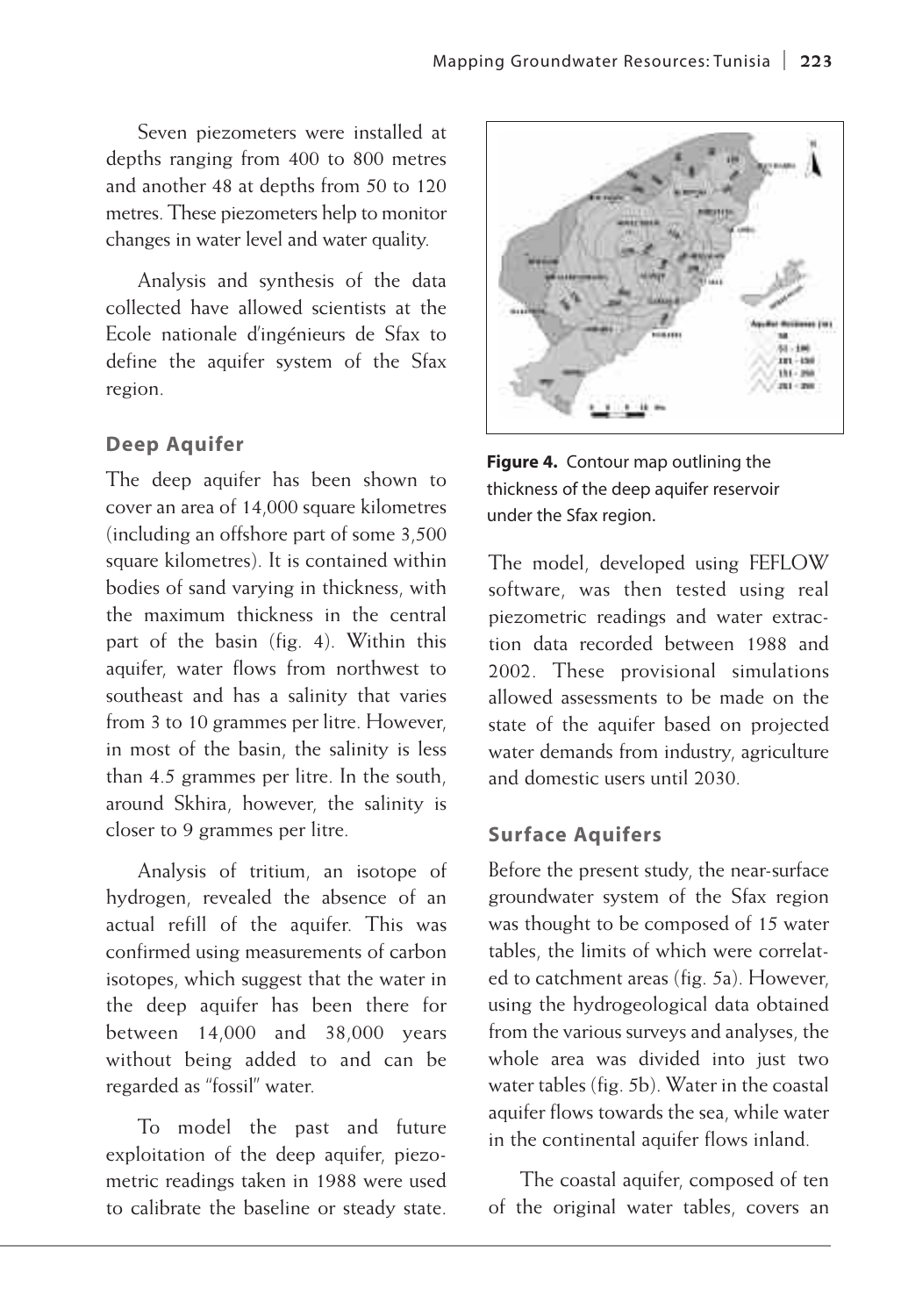Seven piezometers were installed at depths ranging from 400 to 800 metres and another 48 at depths from 50 to 120 metres. These piezometers help to monitor changes in water level and water quality.

Analysis and synthesis of the data collected have allowed scientists at the Ecole nationale d'ingénieurs de Sfax to define the aquifer system of the Sfax region.

## Deep Aquifer

The deep aquifer has been shown to cover an area of 14,000 square kilometres (including an offshore part of some 3,500 square kilometres). It is contained within bodies of sand varying in thickness, with the maximum thickness in the central part of the basin (fig. 4). Within this aquifer, water flows from northwest to southeast and has a salinity that varies from 3 to 10 grammes per litre. However, in most of the basin, the salinity is less than 4.5 grammes per litre. In the south, around Skhira, however, the salinity is closer to 9 grammes per litre.

Analysis of tritium, an isotope of hydrogen, revealed the absence of an actual refill of the aquifer. This was confirmed using measurements of carbon isotopes, which suggest that the water in the deep aquifer has been there for between 14,000 and 38,000 years without being added to and can be regarded as "fossil" water.

To model the past and future exploitation of the deep aquifer, piezometric readings taken in 1988 were used to calibrate the baseline or steady state.

**Figure 4.** Contour map outlining the thickness of the deep aquifer reservoir under the Sfax region.

The model, developed using FEFLOW software, was then tested using real piezometric readings and water extraction data recorded between 1988 and 2002. These provisional simulations allowed assessments to be made on the state of the aquifer based on projected water demands from industry, agriculture and domestic users until 2030.

## Surface Aquifers

Before the present study, the near-surface groundwater system of the Sfax region was thought to be composed of 15 water tables, the limits of which were correlated to catchment areas (fig. 5a). However, using the hydrogeological data obtained from the various surveys and analyses, the whole area was divided into just two water tables (fig. 5b). Water in the coastal aquifer flows towards the sea, while water in the continental aquifer flows inland.

The coastal aquifer, composed of ten of the original water tables, covers an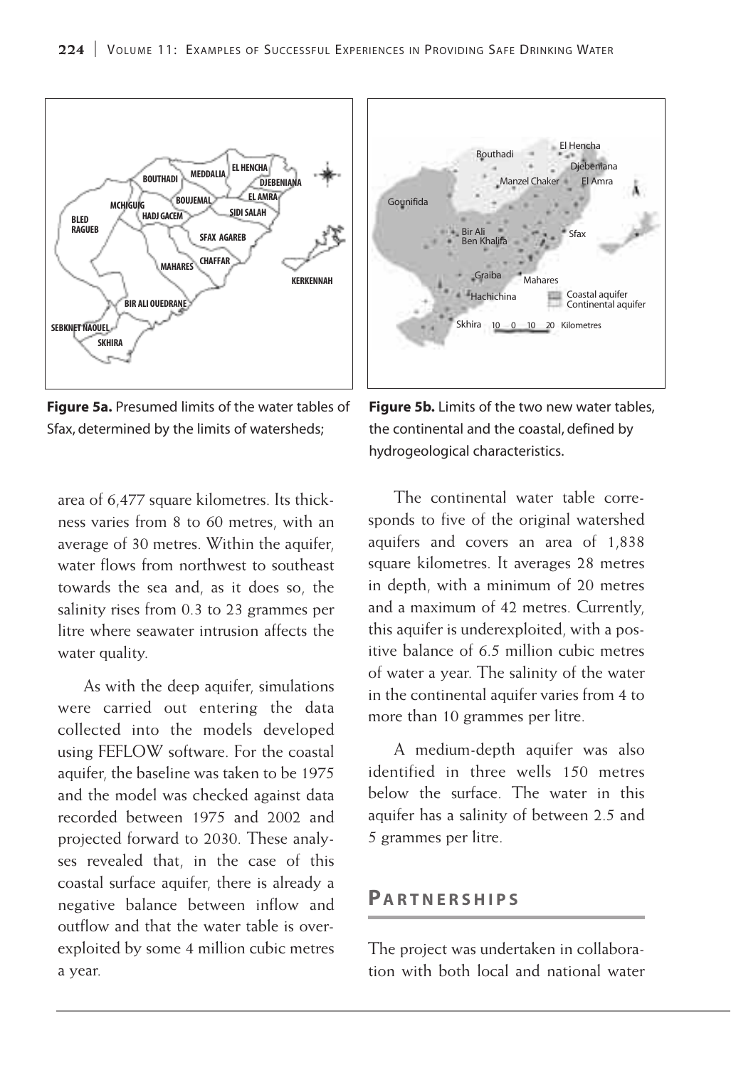**Figure 5a.** Presumed limits of the water tables of Sfax, determined by the limits of watersheds;

**Figure 5b.** Limits of the two new water tables, the continental and the coastal, defined by hydrogeological characteristics.

area of 6,477 square kilometres. Its thickness varies from 8 to 60 metres, with an average of 30 metres. Within the aquifer, water flows from northwest to southeast towards the sea and, as it does so, the salinity rises from 0.3 to 23 grammes per litre where seawater intrusion affects the water quality.

As with the deep aquifer, simulations were carried out entering the data collected into the models developed using FEFLOW software. For the coastal aquifer, the baseline was taken to be 1975 and the model was checked against data recorded between 1975 and 2002 and projected forward to 2030. These analyses revealed that, in the case of this coastal surface aquifer, there is already a negative balance between inflow and outflow and that the water table is overexploited by some 4 million cubic metres a year.

The continental water table corresponds to five of the original watershed aquifers and covers an area of 1,838 square kilometres. It averages 28 metres in depth, with a minimum of 20 metres and a maximum of 42 metres. Currently, this aquifer is underexploited, with a positive balance of 6.5 million cubic metres of water a year. The salinity of the water in the continental aquifer varies from 4 to more than 10 grammes per litre.

A medium-depth aquifer was also identified in three wells 150 metres below the surface. The water in this aquifer has a salinity of between 2.5 and 5 grammes per litre.

## PARTNERSHIPS

The project was undertaken in collaboration with both local and national water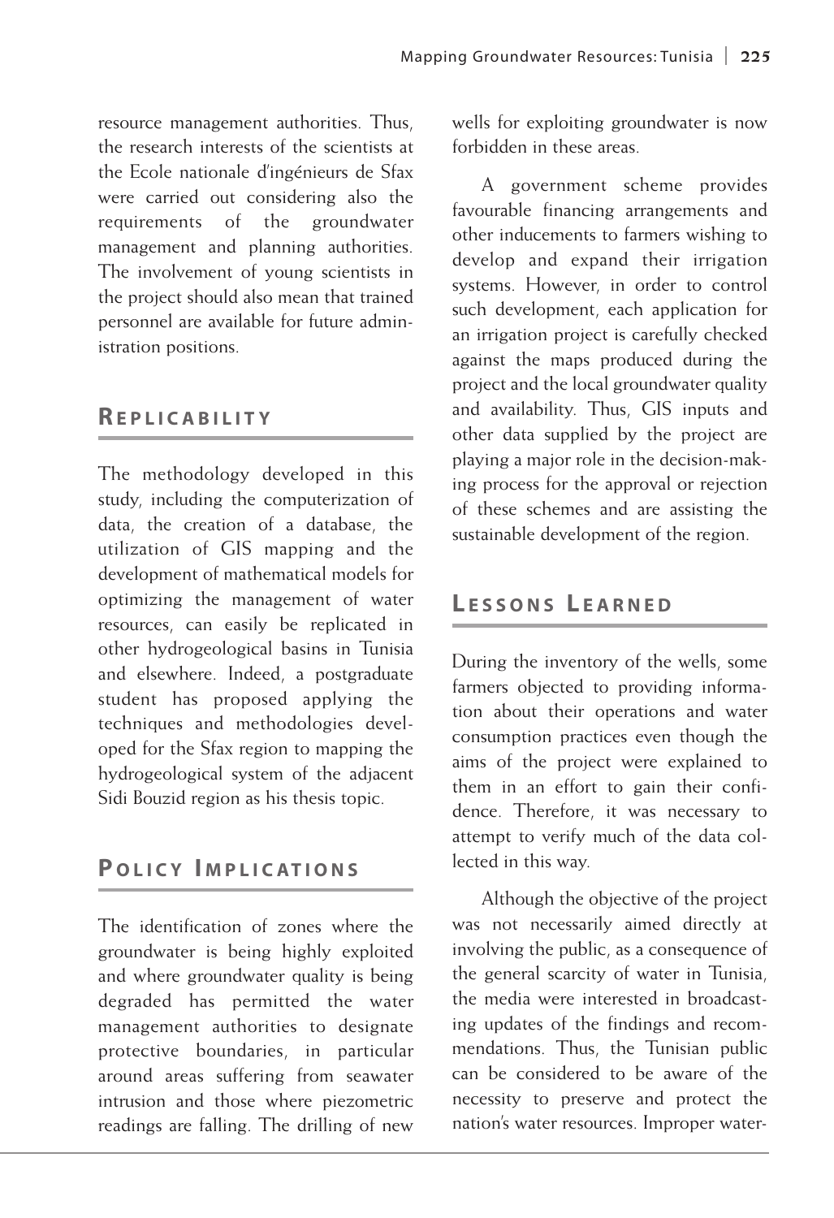resource management authorities. Thus, the research interests of the scientists at the Ecole nationale d'ingénieurs de Sfax were carried out considering also the requirements of the groundwater management and planning authorities. The involvement of young scientists in the project should also mean that trained personnel are available for future administration positions.

## Replicability

The methodology developed in this study, including the computerization of data, the creation of a database, the utilization of GIS mapping and the development of mathematical models for optimizing the management of water resources, can easily be replicated in other hydrogeological basins in Tunisia and elsewhere. Indeed, a postgraduate student has proposed applying the techniques and methodologies developed for the Sfax region to mapping the hydrogeological system of the adjacent Sidi Bouzid region as his thesis topic.

## Policy Implications

The identification of zones where the groundwater is being highly exploited and where groundwater quality is being degraded has permitted the water management authorities to designate protective boundaries, in particular around areas suffering from seawater intrusion and those where piezometric readings are falling. The drilling of new wells for exploiting groundwater is now forbidden in these areas.

A government scheme provides favourable financing arrangements and other inducements to farmers wishing to develop and expand their irrigation systems. However, in order to control such development, each application for an irrigation project is carefully checked against the maps produced during the project and the local groundwater quality and availability. Thus, GIS inputs and other data supplied by the project are playing a major role in the decision-making process for the approval or rejection of these schemes and are assisting the sustainable development of the region.

## Lessons Learned

During the inventory of the wells, some farmers objected to providing information about their operations and water consumption practices even though the aims of the project were explained to them in an effort to gain their confidence. Therefore, it was necessary to attempt to verify much of the data collected in this way.

Although the objective of the project was not necessarily aimed directly at involving the public, as a consequence of the general scarcity of water in Tunisia, the media were interested in broadcasting updates of the findings and recommendations. Thus, the Tunisian public can be considered to be aware of the necessity to preserve and protect the nation's water resources. Improper water-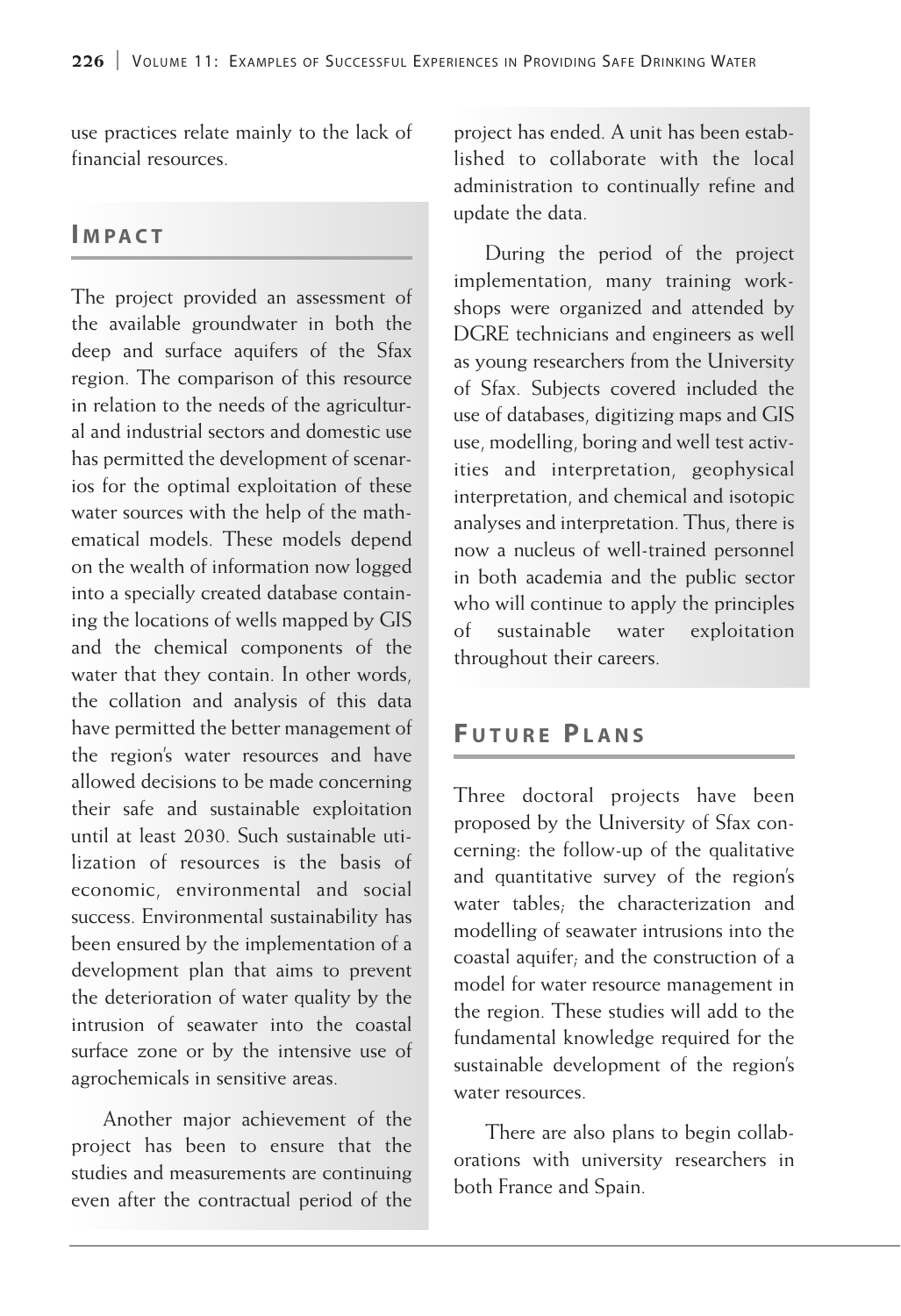use practices relate mainly to the lack of financial resources.

## Impact

The project provided an assessment of the available groundwater in both the deep and surface aquifers of the Sfax region. The comparison of this resource in relation to the needs of the agricultural and industrial sectors and domestic use has permitted the development of scenarios for the optimal exploitation of these water sources with the help of the mathematical models. These models depend on the wealth of information now logged into a specially created database containing the locations of wells mapped by GIS and the chemical components of the water that they contain. In other words, the collation and analysis of this data have permitted the better management of the region's water resources and have allowed decisions to be made concerning their safe and sustainable exploitation until at least 2030. Such sustainable utilization of resources is the basis of economic, environmental and social success. Environmental sustainability has been ensured by the implementation of a development plan that aims to prevent the deterioration of water quality by the intrusion of seawater into the coastal surface zone or by the intensive use of agrochemicals in sensitive areas.

Another major achievement of the project has been to ensure that the studies and measurements are continuing even after the contractual period of the project has ended. A unit has been established to collaborate with the local administration to continually refine and update the data.

During the period of the project implementation, many training workshops were organized and attended by DGRE technicians and engineers as well as young researchers from the University of Sfax. Subjects covered included the use of databases, digitizing maps and GIS use, modelling, boring and well test activities and interpretation, geophysical interpretation, and chemical and isotopic analyses and interpretation. Thus, there is now a nucleus of well-trained personnel in both academia and the public sector who will continue to apply the principles of sustainable water exploitation throughout their careers.

## Future Plans

Three doctoral projects have been proposed by the University of Sfax concerning: the follow-up of the qualitative and quantitative survey of the region's water tables; the characterization and modelling of seawater intrusions into the coastal aquifer; and the construction of a model for water resource management in the region. These studies will add to the fundamental knowledge required for the sustainable development of the region's water resources.

There are also plans to begin collaborations with university researchers in both France and Spain.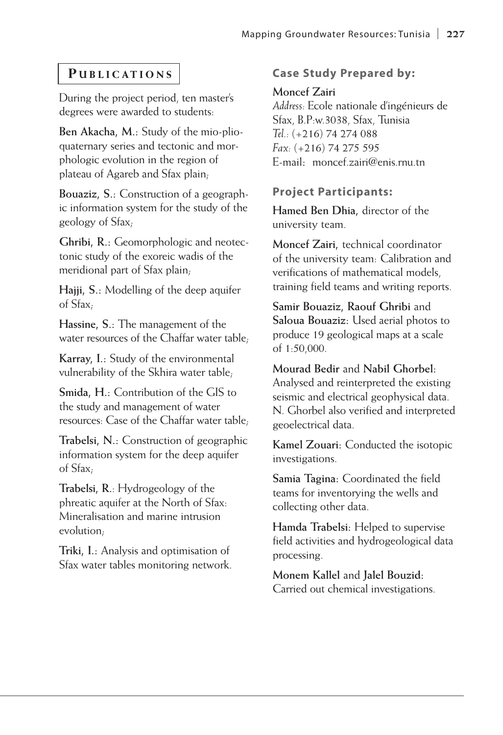## Publications

During the project period, ten master's degrees were awarded to students:

**Ben Akacha, M.**: Study of the mio-plio-quaternary series and tectonic and morphologic evolution in the region of plateau of Agareb and Sfax plain;

**Bouaziz, S.**: Construction of a geographic information system for the study of the geology of Sfax;

**Ghribi, R.**: Geomorphologic and neotectonic study of the exoreic wadis of the meridional part of Sfax plain;

**Hajji, S.**: Modelling of the deep aquifer of Sfax;

**Hassine, S.**: The management of the water resources of the Chaffar water table;

**Karray, I.**: Study of the environmental vulnerability of the Skhira water table;

**Smida, H.**: Contribution of the GIS to the study and management of water resources: Case of the Chaffar water table;

**Trabelsi, N.**: Construction of geographic information system for the deep aquifer of Sfax;

**Trabelsi, R.**: Hydrogeology of the phreatic aquifer at the North of Sfax: Mineralisation and marine intrusion evolution;

**Triki, I.**: Analysis and optimisation of Sfax water tables monitoring network.

### Case Study Prepared by:

**Moncef Zairi**
*Address:* Ecole nationale d'ingénieurs de Sfax, B.P:w.3038, Sfax, Tunisia
*Tel.:* (+216) 74 274 088
*Fax:* (+216) 74 275 595
E-mail: moncef.zairi@enis.rnu.tn

### Project Participants:

**Hamed Ben Dhia**, director of the university team.

**Moncef Zairi**, technical coordinator of the university team: Calibration and verifications of mathematical models, training field teams and writing reports.

**Samir Bouaziz**, **Raouf Ghribi** and **Saloua Bouaziz**: Used aerial photos to produce 19 geological maps at a scale of 1:50,000.

**Mourad Bedir** and **Nabil Ghorbel**: Analysed and reinterpreted the existing seismic and electrical geophysical data. N. Ghorbel also verified and interpreted geoelectrical data.

**Kamel Zouari**: Conducted the isotopic investigations.

**Samia Tagina**: Coordinated the field teams for inventorying the wells and collecting other data.

**Hamda Trabelsi**: Helped to supervise field activities and hydrogeological data processing.

**Monem Kallel** and **Jalel Bouzid**: Carried out chemical investigations.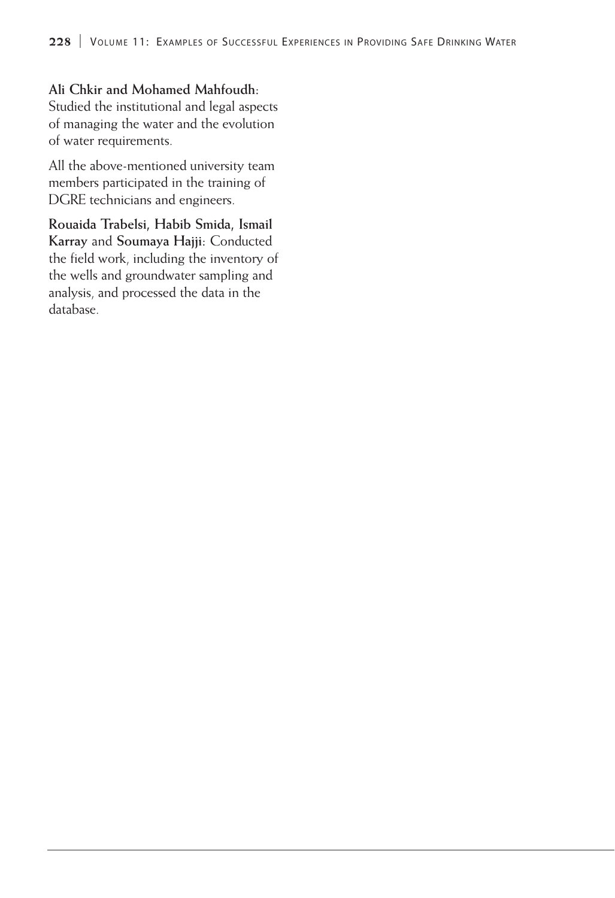**Ali Chkir and Mohamed Mahfoudh**: Studied the institutional and legal aspects of managing the water and the evolution of water requirements.

All the above-mentioned university team members participated in the training of DGRE technicians and engineers.

**Rouaida Trabelsi, Habib Smida, Ismail Karray** and **Soumaya Hajji**: Conducted the field work, including the inventory of the wells and groundwater sampling and analysis, and processed the data in the database.